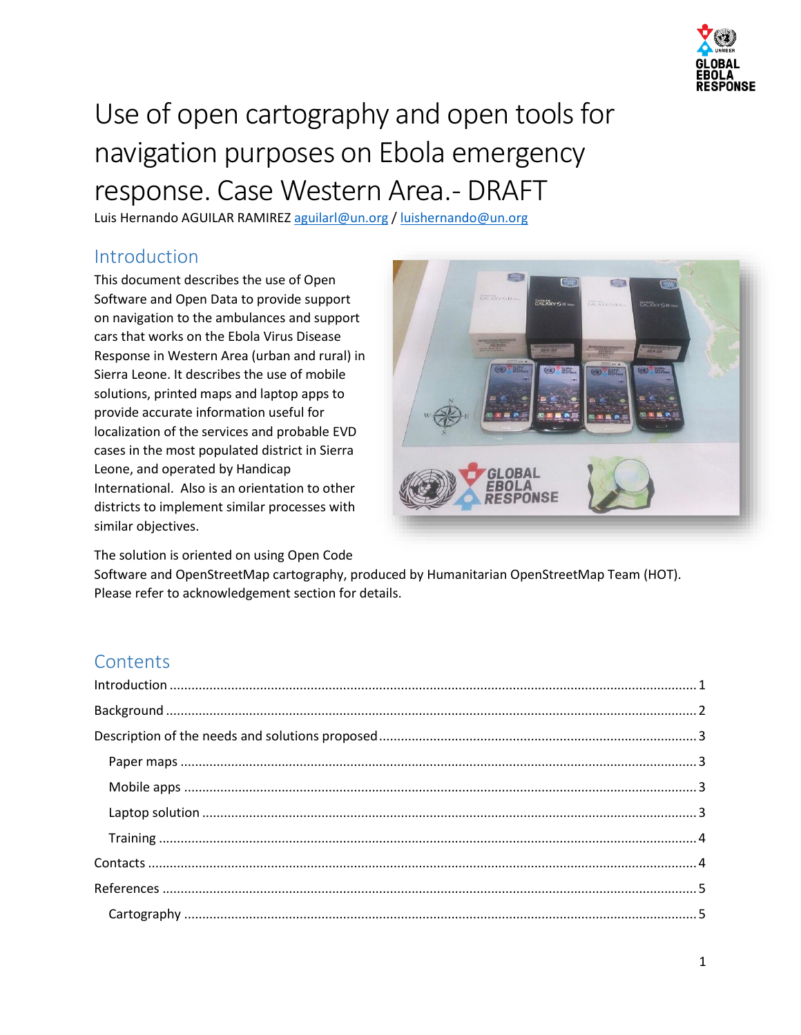# Use of open cartography and open tools for navigation purposes on Ebola emergency response. Case Western Area.- DRAFT

Luis Hernando AGUILAR RAMIREZ aguilarl@un.org / luishernando@un.org

## Introduction

This document describes the use of Open Software and Open Data to provide support on navigation to the ambulances and support cars that works on the Ebola Virus Disease Response in Western Area (urban and rural) in Sierra Leone. It describes the use of mobile solutions, printed maps and laptop apps to provide accurate information useful for localization of the services and probable EVD cases in the most populated district in Sierra Leone, and operated by Handicap International. Also is an orientation to other districts to implement similar processes with similar objectives.

The solution is oriented on using Open Code Software and OpenStreetMap cartography, produced by Humanitarian OpenStreetMap Team (HOT). Please refer to acknowledgement section for details.

## Contents

- Introduction ..... 1
- Background ..... 2
- Description of the needs and solutions proposed ..... 3
  - Paper maps ..... 3
  - Mobile apps ..... 3
  - Laptop solution ..... 3
  - Training ..... 4
- Contacts ..... 4
- References ..... 5
  - Cartography ..... 5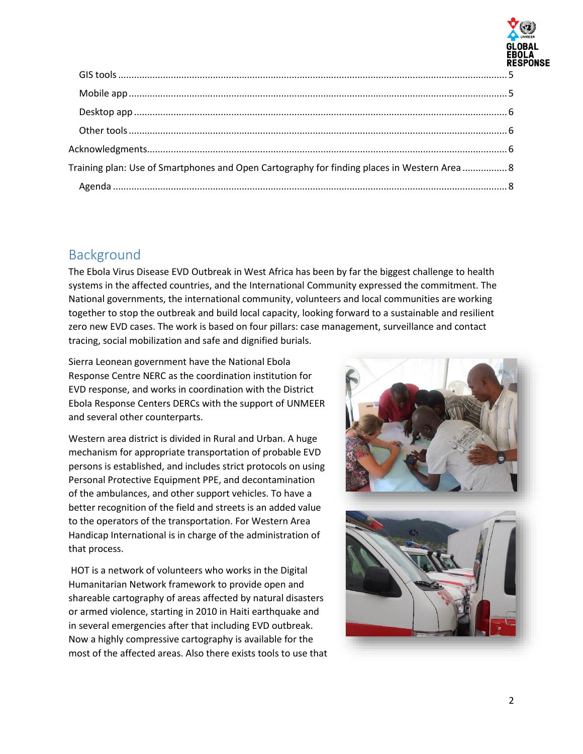GIS tools ........................................................................................................................................ 5

Mobile app ...................................................................................................................................... 5

Desktop app .................................................................................................................................... 6

Other tools ...................................................................................................................................... 6

Acknowledgments ............................................................................................................................... 6

Training plan: Use of Smartphones and Open Cartography for finding places in Western Area ................. 8

Agenda .............................................................................................................................................. 8

## Background

The Ebola Virus Disease EVD Outbreak in West Africa has been by far the biggest challenge to health systems in the affected countries, and the International Community expressed the commitment. The National governments, the international community, volunteers and local communities are working together to stop the outbreak and build local capacity, looking forward to a sustainable and resilient zero new EVD cases. The work is based on four pillars: case management, surveillance and contact tracing, social mobilization and safe and dignified burials.

Sierra Leonean government have the National Ebola Response Centre NERC as the coordination institution for EVD response, and works in coordination with the District Ebola Response Centers DERCs with the support of UNMEER and several other counterparts.

Western area district is divided in Rural and Urban. A huge mechanism for appropriate transportation of probable EVD persons is established, and includes strict protocols on using Personal Protective Equipment PPE, and decontamination of the ambulances, and other support vehicles. To have a better recognition of the field and streets is an added value to the operators of the transportation. For Western Area Handicap International is in charge of the administration of that process.

HOT is a network of volunteers who works in the Digital Humanitarian Network framework to provide open and shareable cartography of areas affected by natural disasters or armed violence, starting in 2010 in Haiti earthquake and in several emergencies after that including EVD outbreak. Now a highly compressive cartography is available for the most of the affected areas. Also there exists tools to use that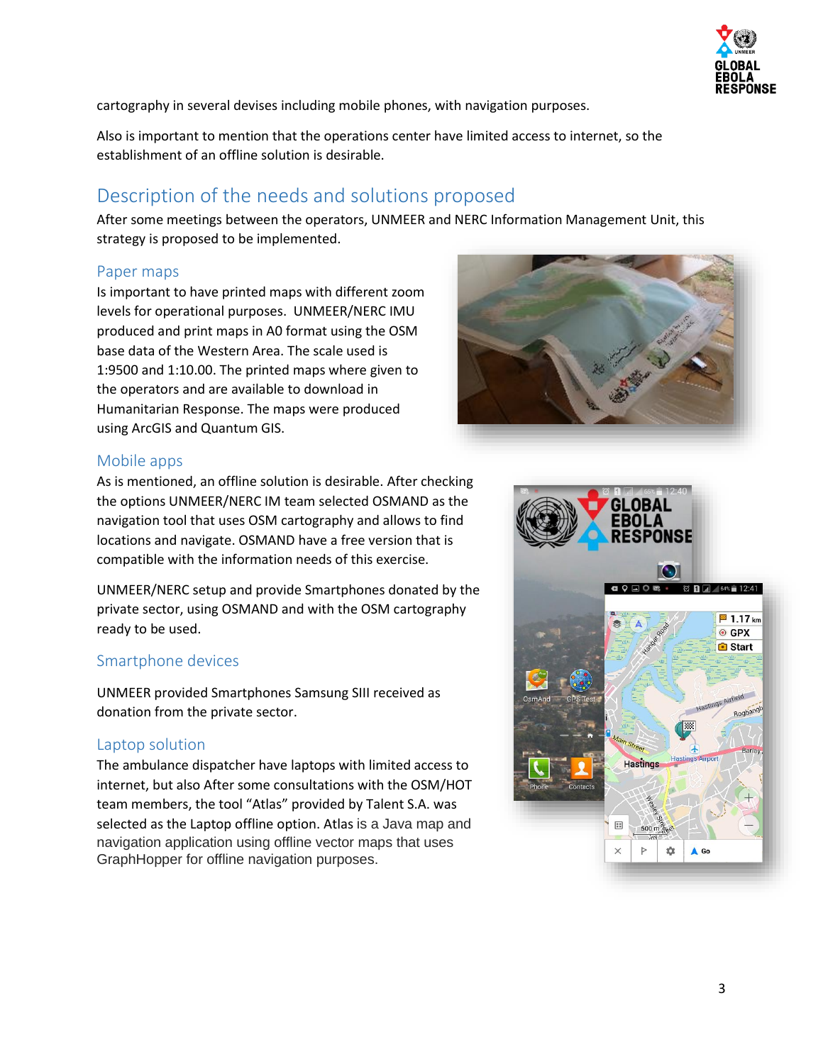cartography in several devises including mobile phones, with navigation purposes.

Also is important to mention that the operations center have limited access to internet, so the establishment of an offline solution is desirable.

## Description of the needs and solutions proposed

After some meetings between the operators, UNMEER and NERC Information Management Unit, this strategy is proposed to be implemented.

### Paper maps

Is important to have printed maps with different zoom levels for operational purposes. UNMEER/NERC IMU produced and print maps in A0 format using the OSM base data of the Western Area. The scale used is 1:9500 and 1:10.00. The printed maps where given to the operators and are available to download in Humanitarian Response. The maps were produced using ArcGIS and Quantum GIS.

### Mobile apps

As is mentioned, an offline solution is desirable. After checking the options UNMEER/NERC IM team selected OSMAND as the navigation tool that uses OSM cartography and allows to find locations and navigate. OSMAND have a free version that is compatible with the information needs of this exercise.

UNMEER/NERC setup and provide Smartphones donated by the private sector, using OSMAND and with the OSM cartography ready to be used.

### Smartphone devices

UNMEER provided Smartphones Samsung SIII received as donation from the private sector.

### Laptop solution

The ambulance dispatcher have laptops with limited access to internet, but also After some consultations with the OSM/HOT team members, the tool “Atlas” provided by Talent S.A. was selected as the Laptop offline option. Atlas is a Java map and navigation application using offline vector maps that uses GraphHopper for offline navigation purposes.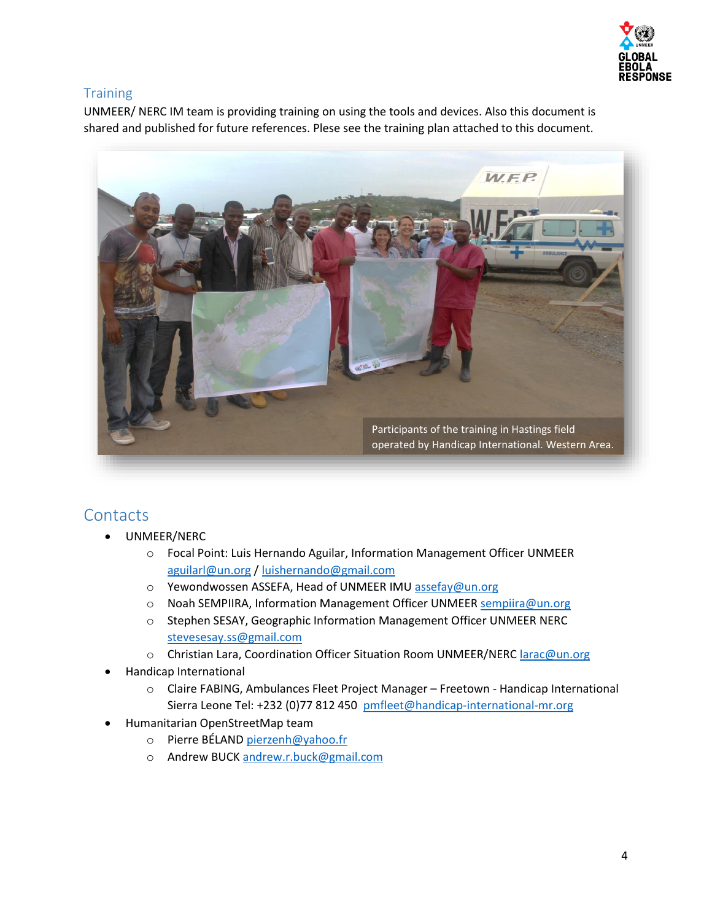## Training

UNMEER/ NERC IM team is providing training on using the tools and devices. Also this document is shared and published for future references. Plese see the training plan attached to this document.

Participants of the training in Hastings field operated by Handicap International. Western Area.

## Contacts

- UNMEER/NERC
  - Focal Point: Luis Hernando Aguilar, Information Management Officer UNMEER aguilarl@un.org / luishernando@gmail.com
  - Yewondwossen ASSEFA, Head of UNMEER IMU assefay@un.org
  - Noah SEMPIIRA, Information Management Officer UNMEER sempiira@un.org
  - Stephen SESAY, Geographic Information Management Officer UNMEER NERC stevesesay.ss@gmail.com
  - Christian Lara, Coordination Officer Situation Room UNMEER/NERC larac@un.org
- Handicap International
  - Claire FABING, Ambulances Fleet Project Manager – Freetown - Handicap International Sierra Leone Tel: +232 (0)77 812 450 pmfleet@handicap-international-mr.org
- Humanitarian OpenStreetMap team
  - Pierre BÉLAND pierzenh@yahoo.fr
  - Andrew BUCK andrew.r.buck@gmail.com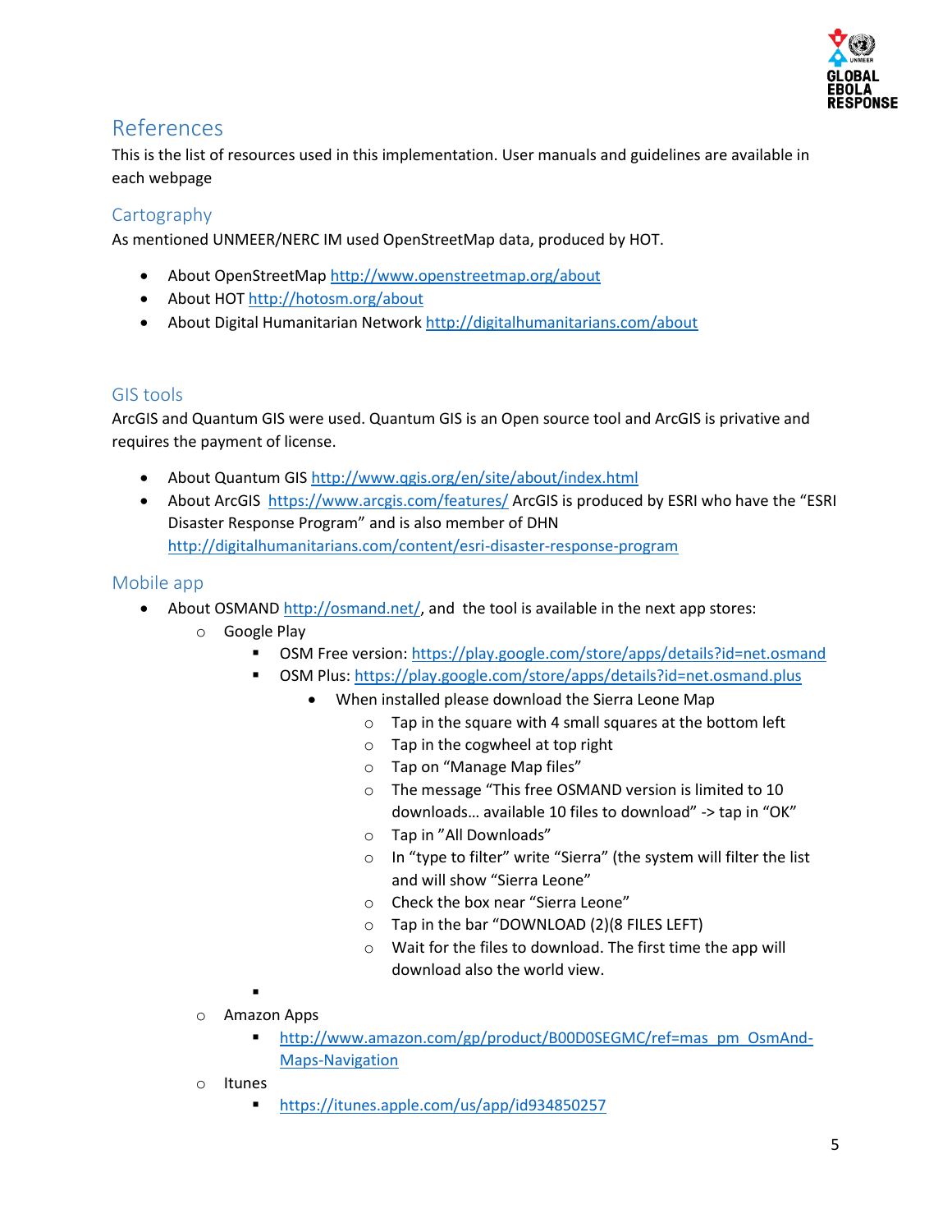## References

This is the list of resources used in this implementation. User manuals and guidelines are available in each webpage

### Cartography

As mentioned UNMEER/NERC IM used OpenStreetMap data, produced by HOT.

- About OpenStreetMap http://www.openstreetmap.org/about
- About HOT http://hotosm.org/about
- About Digital Humanitarian Network http://digitalhumanitarians.com/about

### GIS tools

ArcGIS and Quantum GIS were used. Quantum GIS is an Open source tool and ArcGIS is privative and requires the payment of license.

- About Quantum GIS http://www.qgis.org/en/site/about/index.html
- About ArcGIS https://www.arcgis.com/features/ ArcGIS is produced by ESRI who have the "ESRI Disaster Response Program" and is also member of DHN http://digitalhumanitarians.com/content/esri-disaster-response-program

### Mobile app

- About OSMAND http://osmand.net/, and the tool is available in the next app stores:
    - Google Play
        - OSM Free version: https://play.google.com/store/apps/details?id=net.osmand
        - OSM Plus: https://play.google.com/store/apps/details?id=net.osmand.plus
            - When installed please download the Sierra Leone Map
                - Tap in the square with 4 small squares at the bottom left
                - Tap in the cogwheel at top right
                - Tap on "Manage Map files"
                - The message "This free OSMAND version is limited to 10 downloads… available 10 files to download" -> tap in "OK"
                - Tap in "All Downloads"
                - In "type to filter" write "Sierra" (the system will filter the list and will show "Sierra Leone"
                - Check the box near "Sierra Leone"
                - Tap in the bar "DOWNLOAD (2)(8 FILES LEFT)
                - Wait for the files to download. The first time the app will download also the world view.
    - Amazon Apps
        - http://www.amazon.com/gp/product/B00D0SEGMC/ref=mas_pm_OsmAnd-Maps-Navigation
    - Itunes
        - https://itunes.apple.com/us/app/id934850257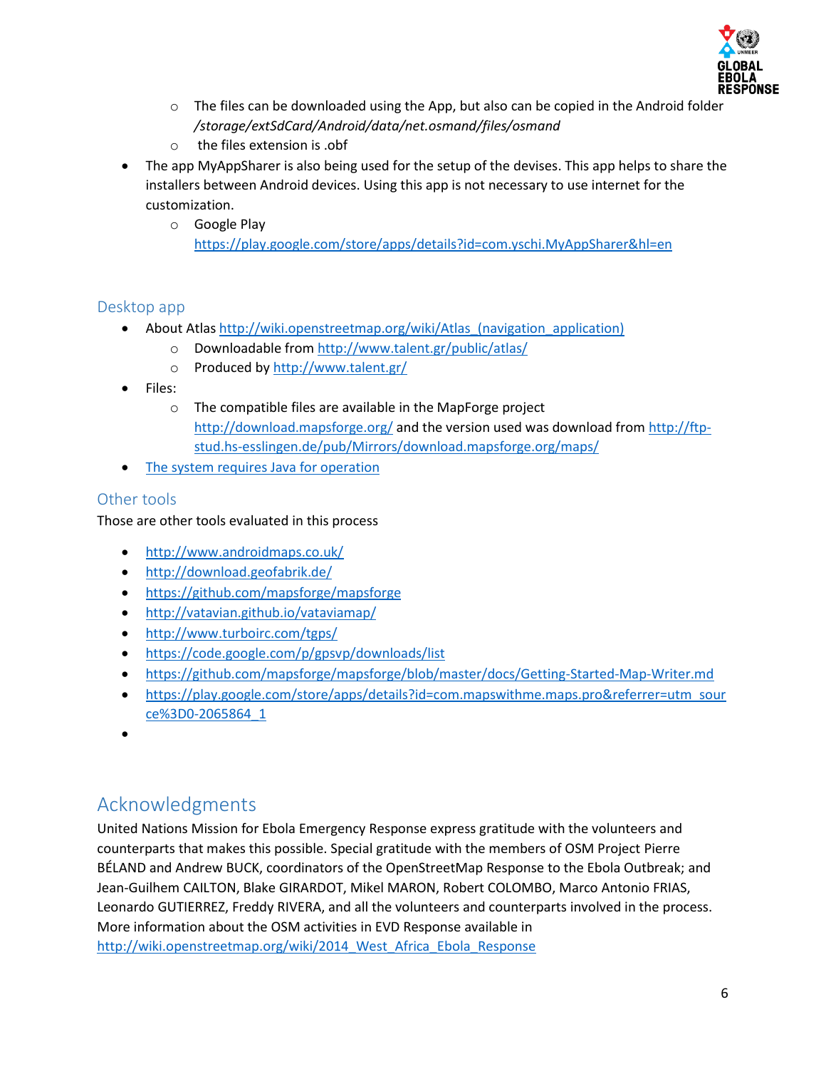- The files can be downloaded using the App, but also can be copied in the Android folder */storage/extSdCard/Android/data/net.osmand/files/osmand*
  - the files extension is .obf
- The app MyAppSharer is also being used for the setup of the devises. This app helps to share the installers between Android devices. Using this app is not necessary to use internet for the customization.
  - Google Play https://play.google.com/store/apps/details?id=com.yschi.MyAppSharer&hl=en

### Desktop app

- About Atlas http://wiki.openstreetmap.org/wiki/Atlas_(navigation_application)
  - Downloadable from http://www.talent.gr/public/atlas/
  - Produced by http://www.talent.gr/
- Files:
  - The compatible files are available in the MapForge project http://download.mapsforge.org/ and the version used was download from http://ftp-stud.hs-esslingen.de/pub/Mirrors/download.mapsforge.org/maps/
- The system requires Java for operation

### Other tools

Those are other tools evaluated in this process

- http://www.androidmaps.co.uk/
- http://download.geofabrik.de/
- https://github.com/mapsforge/mapsforge
- http://vatavian.github.io/vataviamap/
- http://www.turboirc.com/tgps/
- https://code.google.com/p/gpsvp/downloads/list
- https://github.com/mapsforge/mapsforge/blob/master/docs/Getting-Started-Map-Writer.md
- https://play.google.com/store/apps/details?id=com.mapswithme.maps.pro&referrer=utm_source%3D0-2065864_1
-

## Acknowledgments

United Nations Mission for Ebola Emergency Response express gratitude with the volunteers and counterparts that makes this possible. Special gratitude with the members of OSM Project Pierre BÉLAND and Andrew BUCK, coordinators of the OpenStreetMap Response to the Ebola Outbreak; and Jean-Guilhem CAILTON, Blake GIRARDOT, Mikel MARON, Robert COLOMBO, Marco Antonio FRIAS, Leonardo GUTIERREZ, Freddy RIVERA, and all the volunteers and counterparts involved in the process. More information about the OSM activities in EVD Response available in http://wiki.openstreetmap.org/wiki/2014_West_Africa_Ebola_Response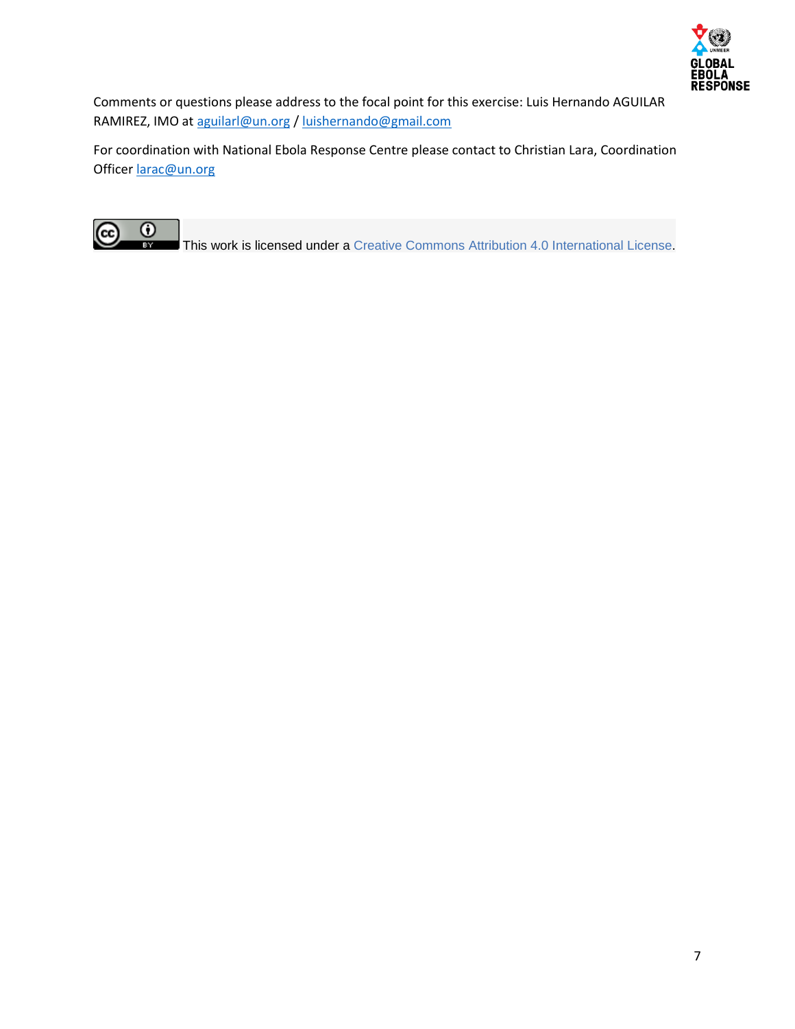Comments or questions please address to the focal point for this exercise: Luis Hernando AGUILAR RAMIREZ, IMO at aguilarl@un.org / luishernando@gmail.com

For coordination with National Ebola Response Centre please contact to Christian Lara, Coordination Officer larac@un.org

This work is licensed under a Creative Commons Attribution 4.0 International License.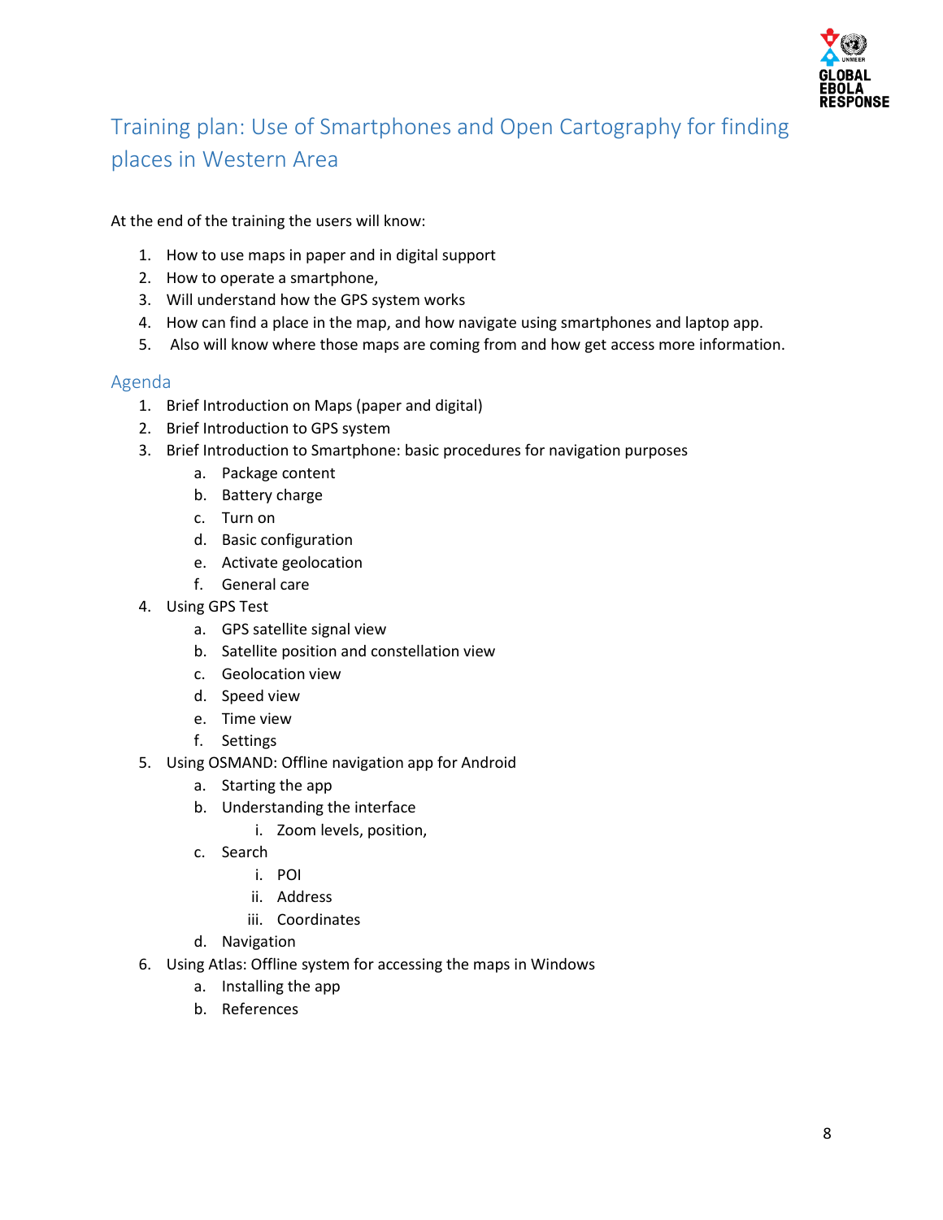## Training plan: Use of Smartphones and Open Cartography for finding places in Western Area

At the end of the training the users will know:

1. How to use maps in paper and in digital support
2. How to operate a smartphone,
3. Will understand how the GPS system works
4. How can find a place in the map, and how navigate using smartphones and laptop app.
5. Also will know where those maps are coming from and how get access more information.

### Agenda

1. Brief Introduction on Maps (paper and digital)
2. Brief Introduction to GPS system
3. Brief Introduction to Smartphone: basic procedures for navigation purposes
   a. Package content
   b. Battery charge
   c. Turn on
   d. Basic configuration
   e. Activate geolocation
   f. General care
4. Using GPS Test
   a. GPS satellite signal view
   b. Satellite position and constellation view
   c. Geolocation view
   d. Speed view
   e. Time view
   f. Settings
5. Using OSMAND: Offline navigation app for Android
   a. Starting the app
   b. Understanding the interface
      i. Zoom levels, position,
   c. Search
      i. POI
      ii. Address
      iii. Coordinates
   d. Navigation
6. Using Atlas: Offline system for accessing the maps in Windows
   a. Installing the app
   b. References